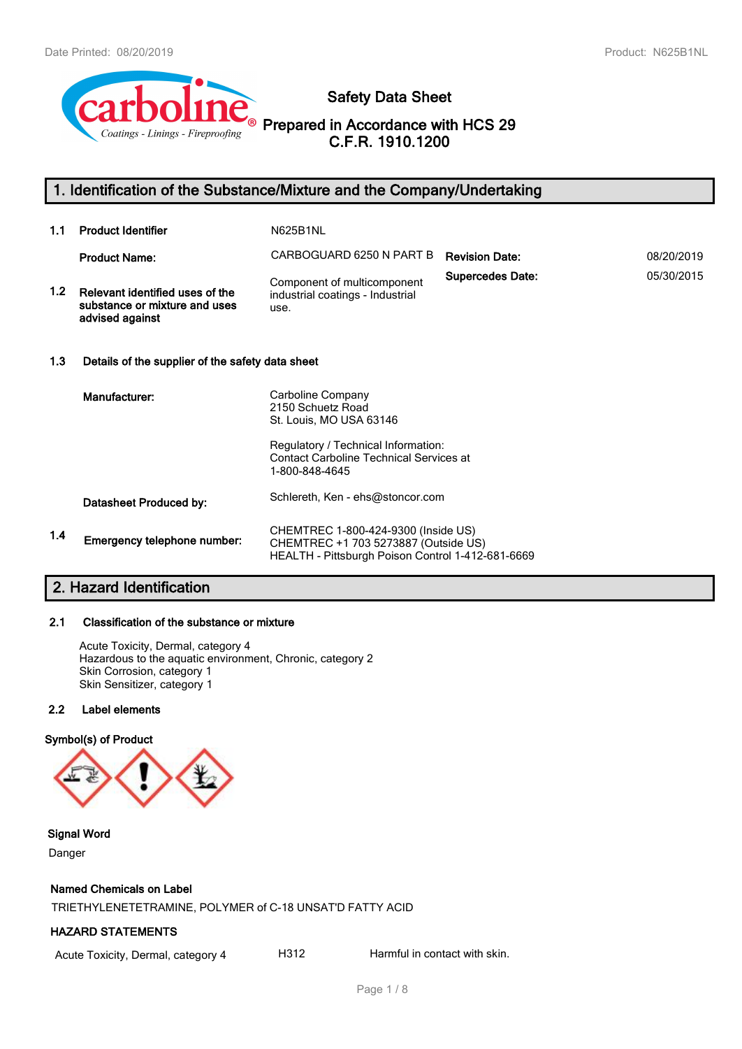# Safety Data Sheet

## Prepared in Accordance with HCS 29 C.F.R. 1910.1200

## 1. Identification of the Substance/Mixture and the Company/Undertaking

**1.1 Product Identifier** N625B1NL

**Product Name:** CARBOGUARD 6250 N PART B

**Revision Date:** 08/20/2019

**Supercedes Date:** 05/30/2015

**1.2 Relevant identified uses of the substance or mixture and uses advised against**

Component of multicomponent industrial coatings - Industrial use.

### 1.3 Details of the supplier of the safety data sheet

**Manufacturer:**

Carboline Company
2150 Schuetz Road
St. Louis, MO USA 63146

Regulatory / Technical Information:
Contact Carboline Technical Services at 1-800-848-4645

**Datasheet Produced by:** Schlereth, Ken - ehs@stoncor.com

**1.4 Emergency telephone number:**

CHEMTREC 1-800-424-9300 (Inside US)
CHEMTREC +1 703 5273887 (Outside US)
HEALTH - Pittsburgh Poison Control 1-412-681-6669

## 2. Hazard Identification

### 2.1 Classification of the substance or mixture

Acute Toxicity, Dermal, category 4
Hazardous to the aquatic environment, Chronic, category 2
Skin Corrosion, category 1
Skin Sensitizer, category 1

### 2.2 Label elements

**Symbol(s) of Product**

**Signal Word**

Danger

**Named Chemicals on Label**

TRIETHYLENETETRAMINE, POLYMER of C-18 UNSAT'D FATTY ACID

**HAZARD STATEMENTS**

| | | |
|---|---|---|
| Acute Toxicity, Dermal, category 4 | H312 | Harmful in contact with skin. |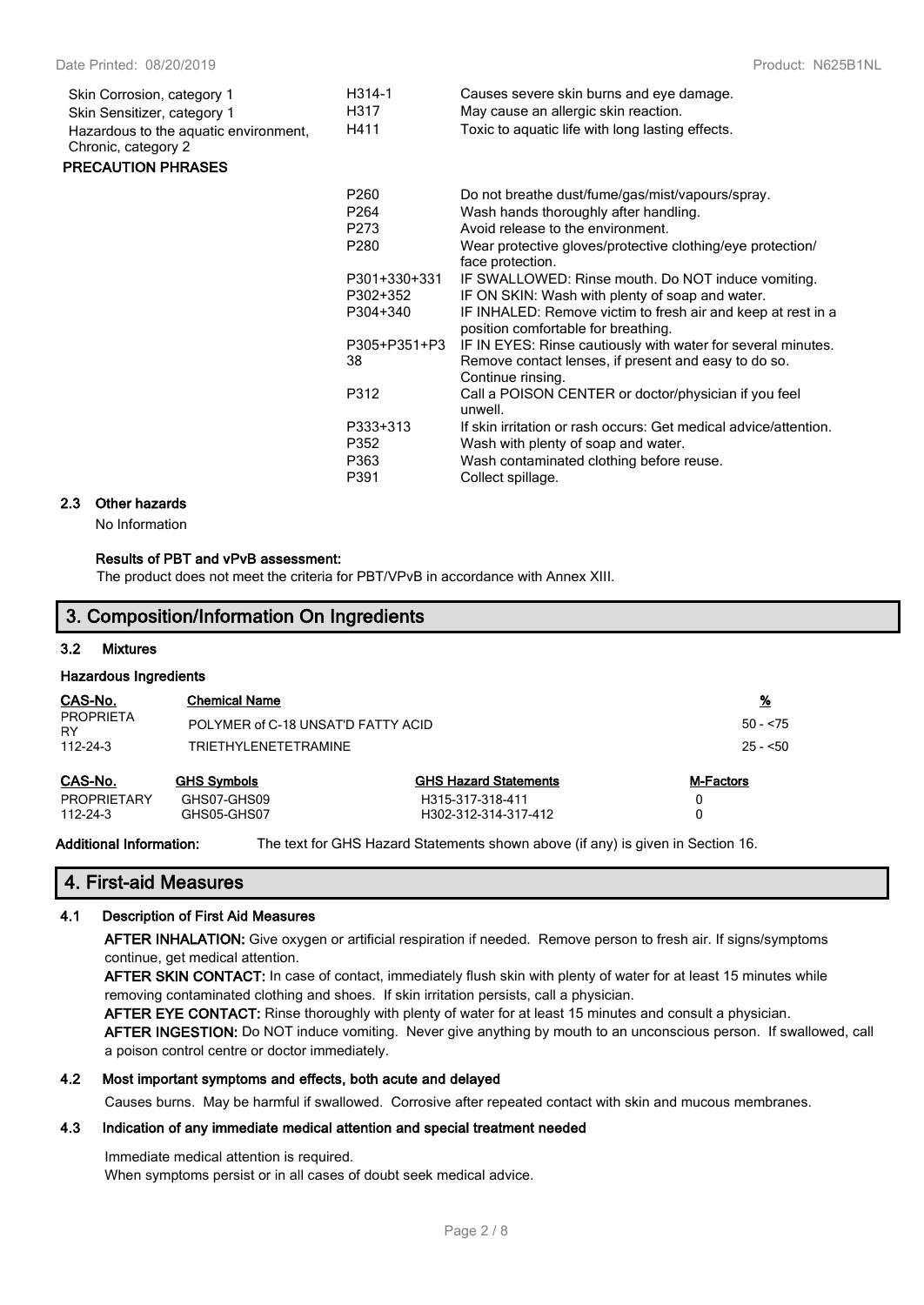| | | |
|---|---|---|
| Skin Corrosion, category 1 | H314-1 | Causes severe skin burns and eye damage. |
| Skin Sensitizer, category 1 | H317 | May cause an allergic skin reaction. |
| Hazardous to the aquatic environment, Chronic, category 2 | H411 | Toxic to aquatic life with long lasting effects. |

**PRECAUTION PHRASES**

| | |
|---|---|
| P260 | Do not breathe dust/fume/gas/mist/vapours/spray. |
| P264 | Wash hands thoroughly after handling. |
| P273 | Avoid release to the environment. |
| P280 | Wear protective gloves/protective clothing/eye protection/ face protection. |
| P301+330+331 | IF SWALLOWED: Rinse mouth. Do NOT induce vomiting. |
| P302+352 | IF ON SKIN: Wash with plenty of soap and water. |
| P304+340 | IF INHALED: Remove victim to fresh air and keep at rest in a position comfortable for breathing. |
| P305+P351+P338 | IF IN EYES: Rinse cautiously with water for several minutes. Remove contact lenses, if present and easy to do so. Continue rinsing. |
| P312 | Call a POISON CENTER or doctor/physician if you feel unwell. |
| P333+313 | If skin irritation or rash occurs: Get medical advice/attention. |
| P352 | Wash with plenty of soap and water. |
| P363 | Wash contaminated clothing before reuse. |
| P391 | Collect spillage. |

### 2.3 Other hazards

No Information

**Results of PBT and vPvB assessment:**

The product does not meet the criteria for PBT/VPvB in accordance with Annex XIII.

## 3. Composition/Information On Ingredients

### 3.2 Mixtures

**Hazardous Ingredients**

| CAS-No. | Chemical Name | % |
|---|---|---|
| PROPRIETARY | POLYMER of C-18 UNSAT'D FATTY ACID | 50 - <75 |
| 112-24-3 | TRIETHYLENETETRAMINE | 25 - <50 |

| CAS-No. | GHS Symbols | GHS Hazard Statements | M-Factors |
|---|---|---|---|
| PROPRIETARY | GHS07-GHS09 | H315-317-318-411 | 0 |
| 112-24-3 | GHS05-GHS07 | H302-312-314-317-412 | 0 |

**Additional Information:** The text for GHS Hazard Statements shown above (if any) is given in Section 16.

## 4. First-aid Measures

### 4.1 Description of First Aid Measures

**AFTER INHALATION:** Give oxygen or artificial respiration if needed. Remove person to fresh air. If signs/symptoms continue, get medical attention.

**AFTER SKIN CONTACT:** In case of contact, immediately flush skin with plenty of water for at least 15 minutes while removing contaminated clothing and shoes. If skin irritation persists, call a physician.

**AFTER EYE CONTACT:** Rinse thoroughly with plenty of water for at least 15 minutes and consult a physician.

**AFTER INGESTION:** Do NOT induce vomiting. Never give anything by mouth to an unconscious person. If swallowed, call a poison control centre or doctor immediately.

### 4.2 Most important symptoms and effects, both acute and delayed

Causes burns. May be harmful if swallowed. Corrosive after repeated contact with skin and mucous membranes.

### 4.3 Indication of any immediate medical attention and special treatment needed

Immediate medical attention is required.
When symptoms persist or in all cases of doubt seek medical advice.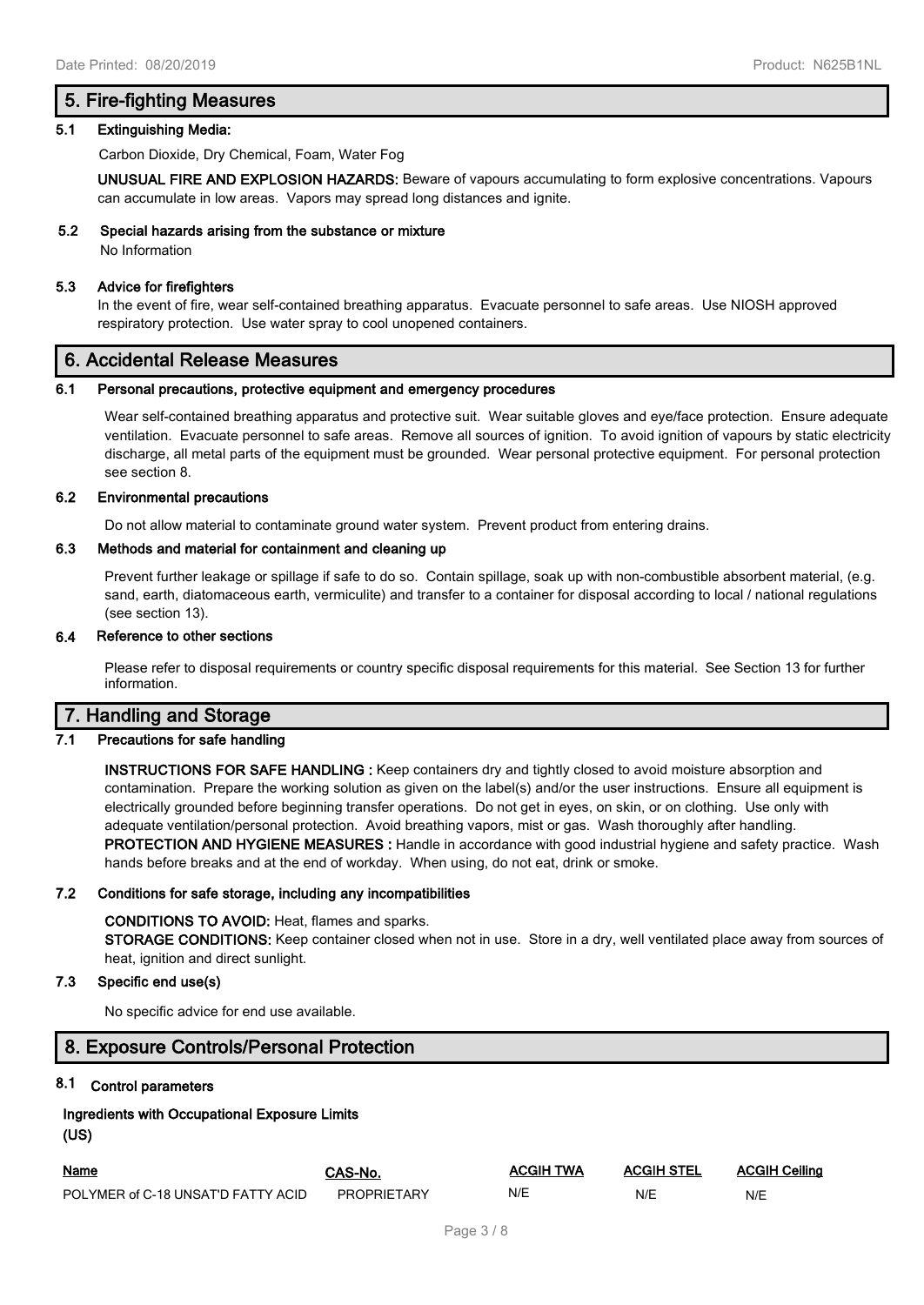## 5. Fire-fighting Measures

### 5.1 Extinguishing Media:

Carbon Dioxide, Dry Chemical, Foam, Water Fog

**UNUSUAL FIRE AND EXPLOSION HAZARDS:** Beware of vapours accumulating to form explosive concentrations. Vapours can accumulate in low areas. Vapors may spread long distances and ignite.

### 5.2 Special hazards arising from the substance or mixture

No Information

### 5.3 Advice for firefighters

In the event of fire, wear self-contained breathing apparatus. Evacuate personnel to safe areas. Use NIOSH approved respiratory protection. Use water spray to cool unopened containers.

## 6. Accidental Release Measures

### 6.1 Personal precautions, protective equipment and emergency procedures

Wear self-contained breathing apparatus and protective suit. Wear suitable gloves and eye/face protection. Ensure adequate ventilation. Evacuate personnel to safe areas. Remove all sources of ignition. To avoid ignition of vapours by static electricity discharge, all metal parts of the equipment must be grounded. Wear personal protective equipment. For personal protection see section 8.

### 6.2 Environmental precautions

Do not allow material to contaminate ground water system. Prevent product from entering drains.

### 6.3 Methods and material for containment and cleaning up

Prevent further leakage or spillage if safe to do so. Contain spillage, soak up with non-combustible absorbent material, (e.g. sand, earth, diatomaceous earth, vermiculite) and transfer to a container for disposal according to local / national regulations (see section 13).

### 6.4 Reference to other sections

Please refer to disposal requirements or country specific disposal requirements for this material. See Section 13 for further information.

## 7. Handling and Storage

### 7.1 Precautions for safe handling

**INSTRUCTIONS FOR SAFE HANDLING :** Keep containers dry and tightly closed to avoid moisture absorption and contamination. Prepare the working solution as given on the label(s) and/or the user instructions. Ensure all equipment is electrically grounded before beginning transfer operations. Do not get in eyes, on skin, or on clothing. Use only with adequate ventilation/personal protection. Avoid breathing vapors, mist or gas. Wash thoroughly after handling.
**PROTECTION AND HYGIENE MEASURES :** Handle in accordance with good industrial hygiene and safety practice. Wash hands before breaks and at the end of workday. When using, do not eat, drink or smoke.

### 7.2 Conditions for safe storage, including any incompatibilities

**CONDITIONS TO AVOID:** Heat, flames and sparks.
**STORAGE CONDITIONS:** Keep container closed when not in use. Store in a dry, well ventilated place away from sources of heat, ignition and direct sunlight.

### 7.3 Specific end use(s)

No specific advice for end use available.

## 8. Exposure Controls/Personal Protection

### 8.1 Control parameters

**Ingredients with Occupational Exposure Limits (US)**

| Name | CAS-No. | ACGIH TWA | ACGIH STEL | ACGIH Ceiling |
|---|---|---|---|---|
| POLYMER of C-18 UNSAT'D FATTY ACID | PROPRIETARY | N/E | N/E | N/E |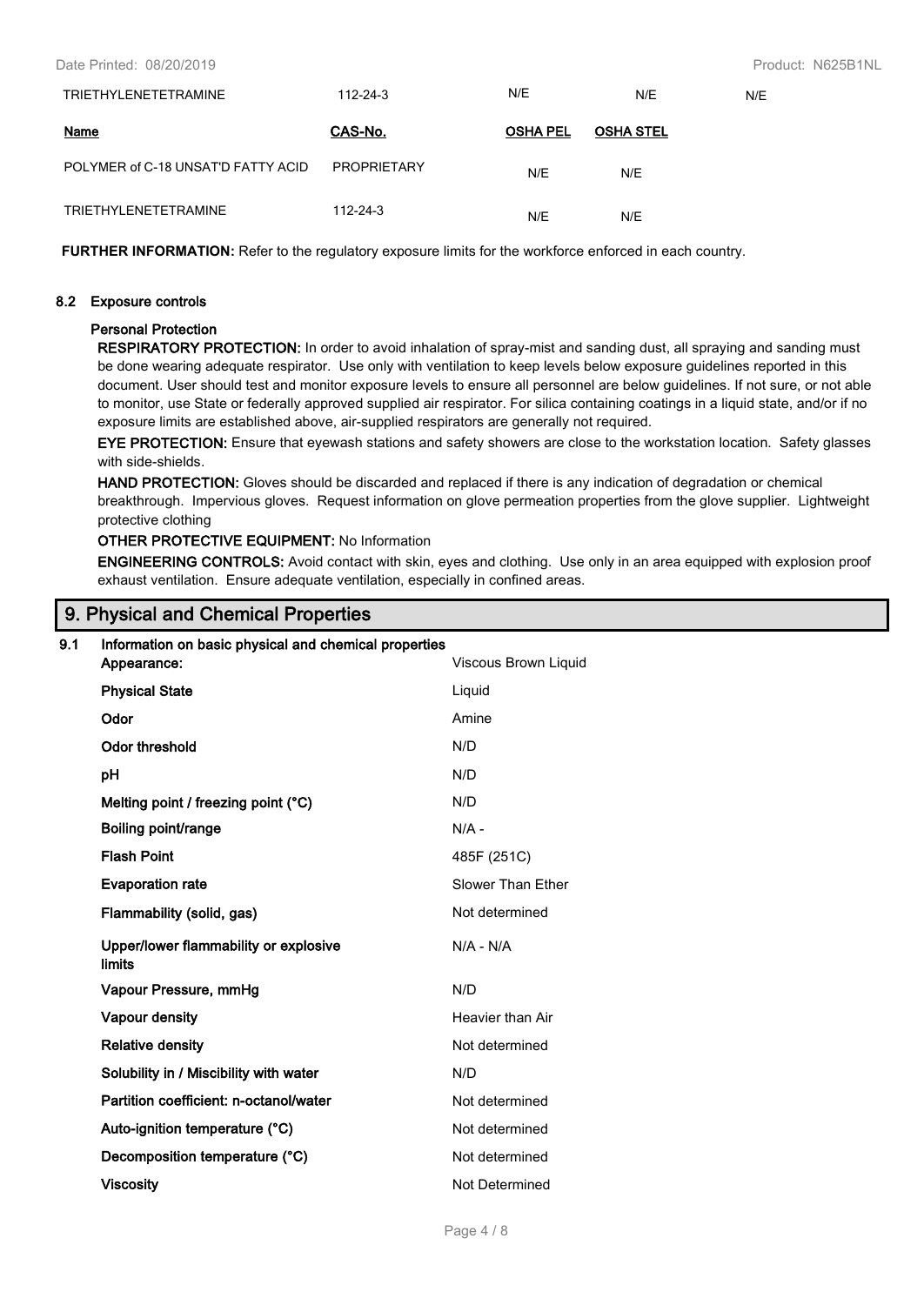| TRIETHYLENETETRAMINE | 112-24-3 | N/E | N/E | N/E |
|---|---|---|---|---|

| Name | CAS-No. | OSHA PEL | OSHA STEL |
|---|---|---|---|
| POLYMER of C-18 UNSAT'D FATTY ACID | PROPRIETARY | N/E | N/E |
| TRIETHYLENETETRAMINE | 112-24-3 | N/E | N/E |

**FURTHER INFORMATION:** Refer to the regulatory exposure limits for the workforce enforced in each country.

### 8.2 Exposure controls

**Personal Protection**

**RESPIRATORY PROTECTION:** In order to avoid inhalation of spray-mist and sanding dust, all spraying and sanding must be done wearing adequate respirator. Use only with ventilation to keep levels below exposure guidelines reported in this document. User should test and monitor exposure levels to ensure all personnel are below guidelines. If not sure, or not able to monitor, use State or federally approved supplied air respirator. For silica containing coatings in a liquid state, and/or if no exposure limits are established above, air-supplied respirators are generally not required.

**EYE PROTECTION:** Ensure that eyewash stations and safety showers are close to the workstation location. Safety glasses with side-shields.

**HAND PROTECTION:** Gloves should be discarded and replaced if there is any indication of degradation or chemical breakthrough. Impervious gloves. Request information on glove permeation properties from the glove supplier. Lightweight protective clothing

**OTHER PROTECTIVE EQUIPMENT:** No Information

**ENGINEERING CONTROLS:** Avoid contact with skin, eyes and clothing. Use only in an area equipped with explosion proof exhaust ventilation. Ensure adequate ventilation, especially in confined areas.

## 9. Physical and Chemical Properties

### 9.1 Information on basic physical and chemical properties

| Property | Value |
|---|---|
| **Appearance:** | Viscous Brown Liquid |
| **Physical State** | Liquid |
| **Odor** | Amine |
| **Odor threshold** | N/D |
| **pH** | N/D |
| **Melting point / freezing point (°C)** | N/D |
| **Boiling point/range** | N/A - |
| **Flash Point** | 485F (251C) |
| **Evaporation rate** | Slower Than Ether |
| **Flammability (solid, gas)** | Not determined |
| **Upper/lower flammability or explosive limits** | N/A - N/A |
| **Vapour Pressure, mmHg** | N/D |
| **Vapour density** | Heavier than Air |
| **Relative density** | Not determined |
| **Solubility in / Miscibility with water** | N/D |
| **Partition coefficient: n-octanol/water** | Not determined |
| **Auto-ignition temperature (°C)** | Not determined |
| **Decomposition temperature (°C)** | Not determined |
| **Viscosity** | Not Determined |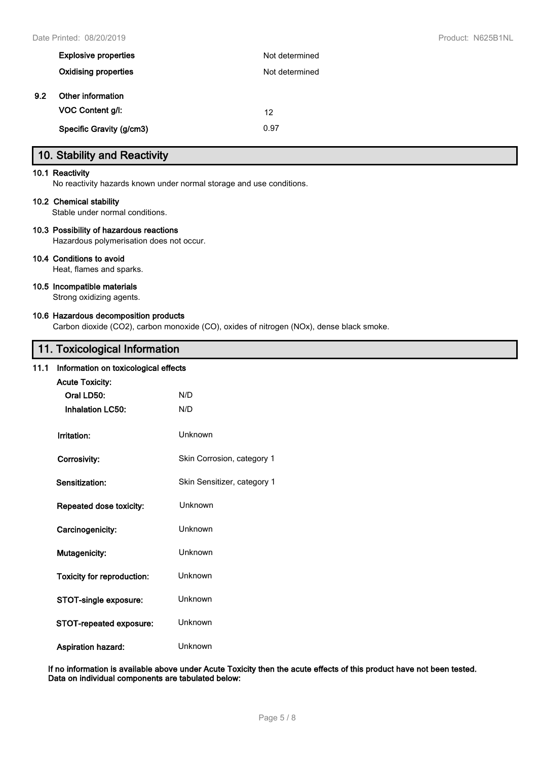| | |
|---|---|
| **Explosive properties** | Not determined |
| **Oxidising properties** | Not determined |

**9.2 Other information**

| | |
|---|---|
| **VOC Content g/l:** | 12 |
| **Specific Gravity (g/cm3)** | 0.97 |

## 10. Stability and Reactivity

**10.1 Reactivity**
No reactivity hazards known under normal storage and use conditions.

**10.2 Chemical stability**
Stable under normal conditions.

**10.3 Possibility of hazardous reactions**
Hazardous polymerisation does not occur.

**10.4 Conditions to avoid**
Heat, flames and sparks.

**10.5 Incompatible materials**
Strong oxidizing agents.

**10.6 Hazardous decomposition products**
Carbon dioxide ($CO_2$), carbon monoxide (CO), oxides of nitrogen (NOx), dense black smoke.

## 11. Toxicological Information

**11.1 Information on toxicological effects**

**Acute Toxicity:**

| | |
|---|---|
| **Oral LD50:** | N/D |
| **Inhalation LC50:** | N/D |
| **Irritation:** | Unknown |
| **Corrosivity:** | Skin Corrosion, category 1 |
| **Sensitization:** | Skin Sensitizer, category 1 |
| **Repeated dose toxicity:** | Unknown |
| **Carcinogenicity:** | Unknown |
| **Mutagenicity:** | Unknown |
| **Toxicity for reproduction:** | Unknown |
| **STOT-single exposure:** | Unknown |
| **STOT-repeated exposure:** | Unknown |
| **Aspiration hazard:** | Unknown |

**If no information is available above under Acute Toxicity then the acute effects of this product have not been tested. Data on individual components are tabulated below:**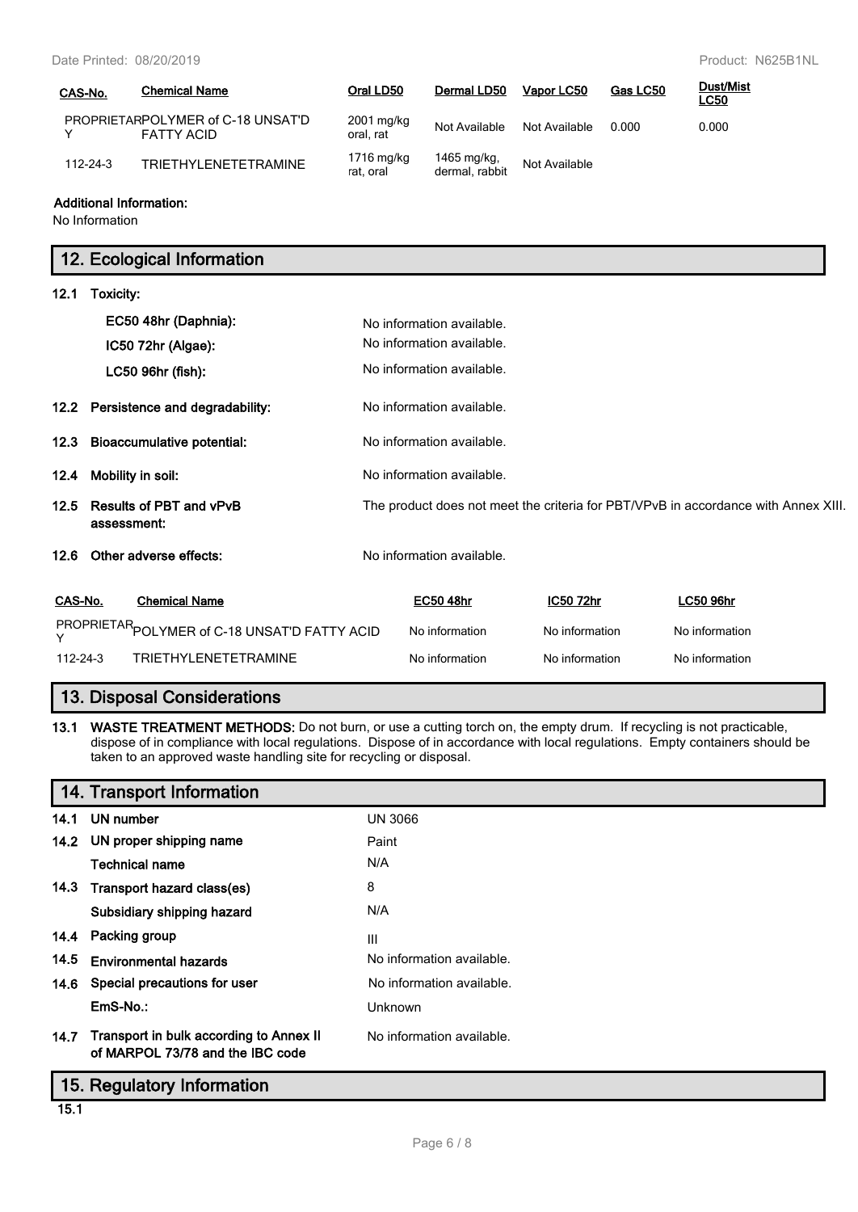| CAS-No. | Chemical Name | Oral LD50 | Dermal LD50 | Vapor LC50 | Gas LC50 | Dust/Mist LC50 |
|---|---|---|---|---|---|---|
| PROPRIETARY | POLYMER of C-18 UNSAT'D FATTY ACID | 2001 mg/kg oral, rat | Not Available | Not Available | 0.000 | 0.000 |
| 112-24-3 | TRIETHYLENETETRAMINE | 1716 mg/kg rat, oral | 1465 mg/kg, dermal, rabbit | Not Available | | |

**Additional Information:**

No Information

## 12. Ecological Information

**12.1 Toxicity:**

| | |
|---|---|
| **EC50 48hr (Daphnia):** | No information available. |
| **IC50 72hr (Algae):** | No information available. |
| **LC50 96hr (fish):** | No information available. |

| | |
|---|---|
| **12.2 Persistence and degradability:** | No information available. |
| **12.3 Bioaccumulative potential:** | No information available. |
| **12.4 Mobility in soil:** | No information available. |
| **12.5 Results of PBT and vPvB assessment:** | The product does not meet the criteria for PBT/VPvB in accordance with Annex XIII. |
| **12.6 Other adverse effects:** | No information available. |

| CAS-No. | Chemical Name | EC50 48hr | IC50 72hr | LC50 96hr |
|---|---|---|---|---|
| PROPRIETARY | POLYMER of C-18 UNSAT'D FATTY ACID | No information | No information | No information |
| 112-24-3 | TRIETHYLENETETRAMINE | No information | No information | No information |

## 13. Disposal Considerations

**13.1 WASTE TREATMENT METHODS:** Do not burn, or use a cutting torch on, the empty drum. If recycling is not practicable, dispose of in compliance with local regulations. Dispose of in accordance with local regulations. Empty containers should be taken to an approved waste handling site for recycling or disposal.

## 14. Transport Information

| | |
|---|---|
| **14.1 UN number** | UN 3066 |
| **14.2 UN proper shipping name** | Paint |
| **Technical name** | N/A |
| **14.3 Transport hazard class(es)** | 8 |
| **Subsidiary shipping hazard** | N/A |
| **14.4 Packing group** | III |
| **14.5 Environmental hazards** | No information available. |
| **14.6 Special precautions for user** | No information available. |
| **EmS-No.:** | Unknown |
| **14.7 Transport in bulk according to Annex II of MARPOL 73/78 and the IBC code** | No information available. |

## 15. Regulatory Information

**15.1**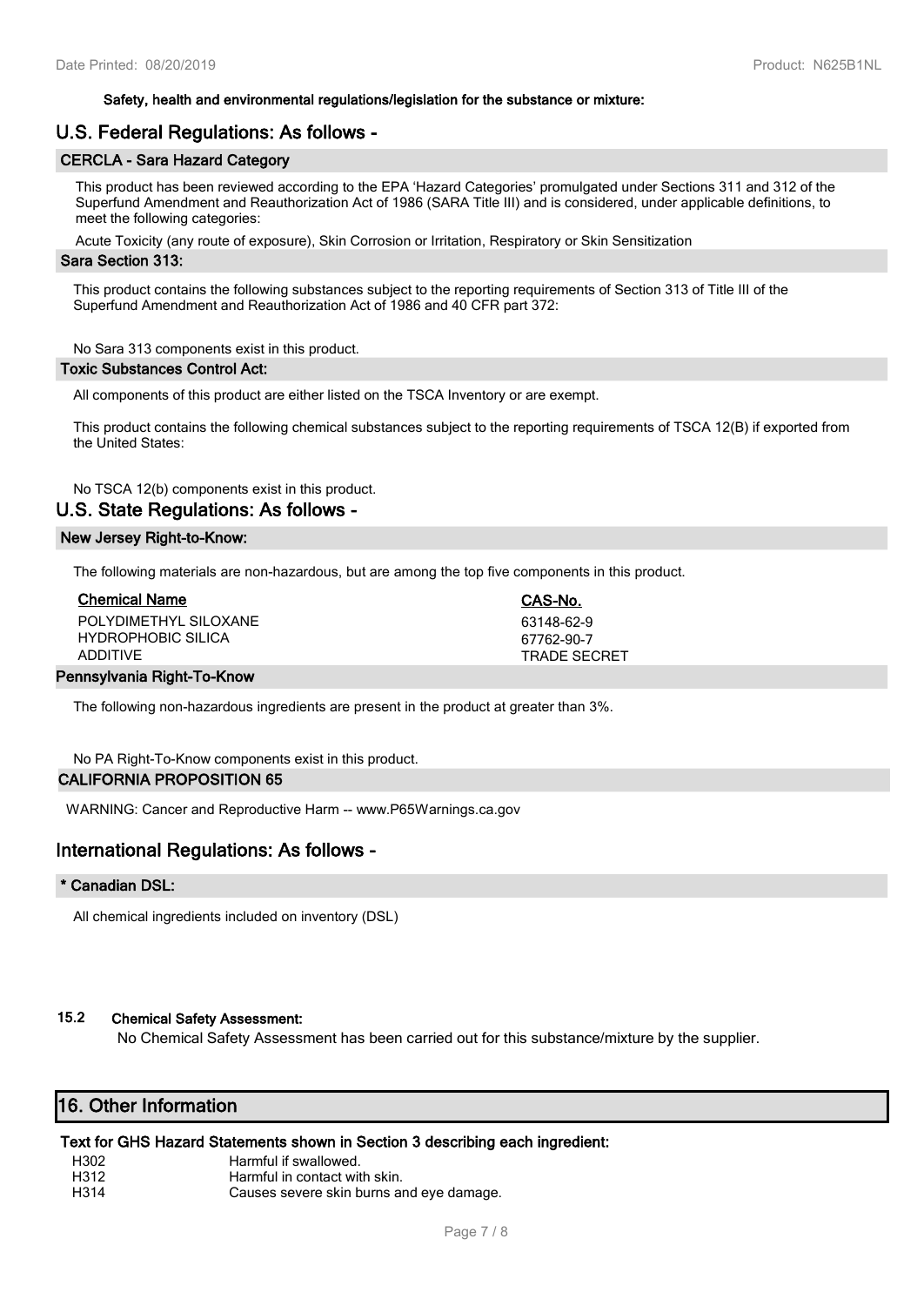**Safety, health and environmental regulations/legislation for the substance or mixture:**

## U.S. Federal Regulations: As follows -

### CERCLA - Sara Hazard Category

This product has been reviewed according to the EPA 'Hazard Categories' promulgated under Sections 311 and 312 of the Superfund Amendment and Reauthorization Act of 1986 (SARA Title III) and is considered, under applicable definitions, to meet the following categories:

Acute Toxicity (any route of exposure), Skin Corrosion or Irritation, Respiratory or Skin Sensitization

### Sara Section 313:

This product contains the following substances subject to the reporting requirements of Section 313 of Title III of the Superfund Amendment and Reauthorization Act of 1986 and 40 CFR part 372:

No Sara 313 components exist in this product.

### Toxic Substances Control Act:

All components of this product are either listed on the TSCA Inventory or are exempt.

This product contains the following chemical substances subject to the reporting requirements of TSCA 12(B) if exported from the United States:

No TSCA 12(b) components exist in this product.

## U.S. State Regulations: As follows -

### New Jersey Right-to-Know:

The following materials are non-hazardous, but are among the top five components in this product.

| Chemical Name | CAS-No. |
|---|---|
| POLYDIMETHYL SILOXANE | 63148-62-9 |
| HYDROPHOBIC SILICA | 67762-90-7 |
| ADDITIVE | TRADE SECRET |

### Pennsylvania Right-To-Know

The following non-hazardous ingredients are present in the product at greater than 3%.

No PA Right-To-Know components exist in this product.

### CALIFORNIA PROPOSITION 65

WARNING: Cancer and Reproductive Harm -- www.P65Warnings.ca.gov

## International Regulations: As follows -

### * Canadian DSL:

All chemical ingredients included on inventory (DSL)

### 15.2 Chemical Safety Assessment:

No Chemical Safety Assessment has been carried out for this substance/mixture by the supplier.

## 16. Other Information

**Text for GHS Hazard Statements shown in Section 3 describing each ingredient:**

| | |
|---|---|
| H302 | Harmful if swallowed. |
| H312 | Harmful in contact with skin. |
| H314 | Causes severe skin burns and eye damage. |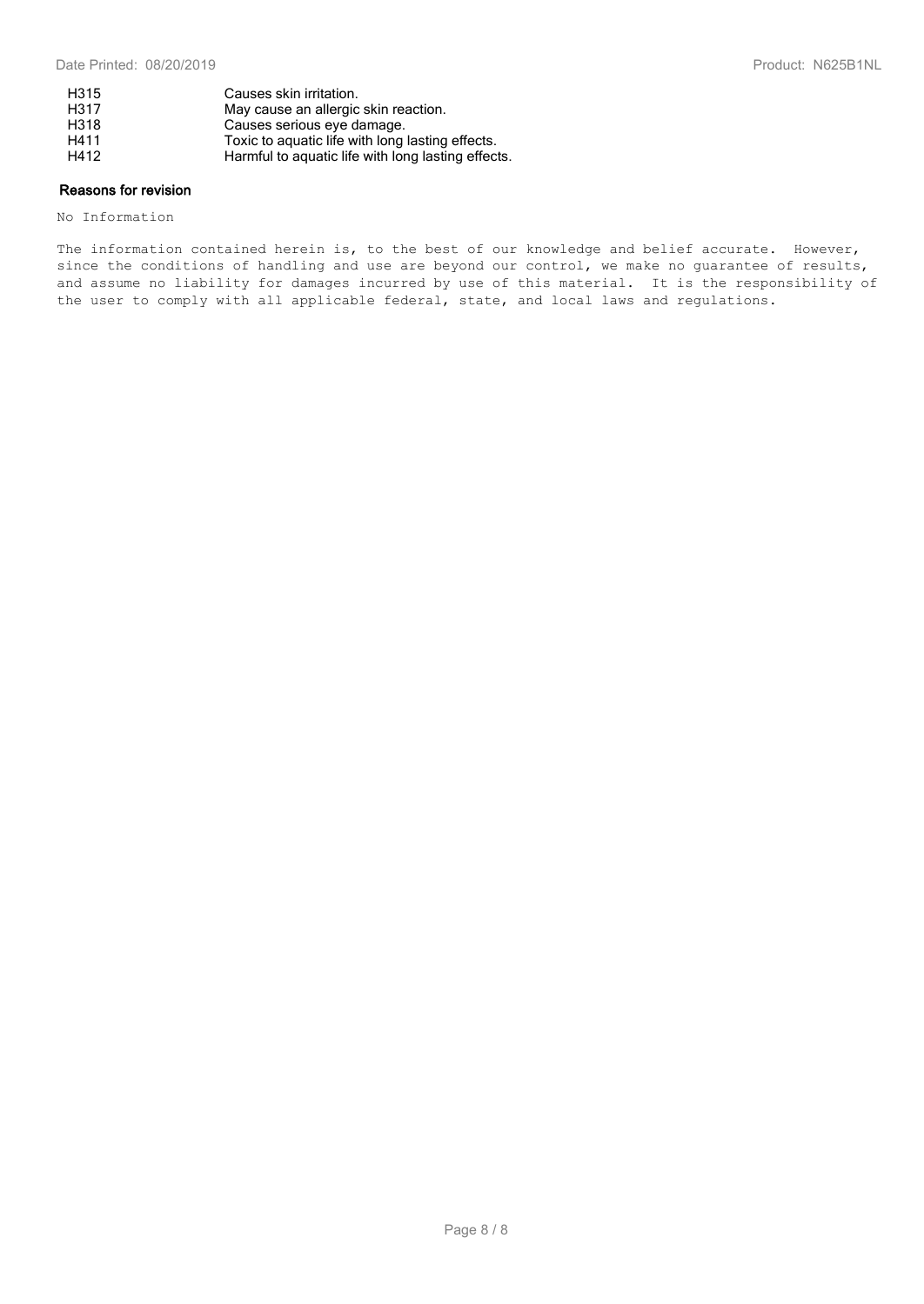| | |
|---|---|
| H315 | Causes skin irritation. |
| H317 | May cause an allergic skin reaction. |
| H318 | Causes serious eye damage. |
| H411 | Toxic to aquatic life with long lasting effects. |
| H412 | Harmful to aquatic life with long lasting effects. |

#### Reasons for revision

No Information

The information contained herein is, to the best of our knowledge and belief accurate. However, since the conditions of handling and use are beyond our control, we make no guarantee of results, and assume no liability for damages incurred by use of this material. It is the responsibility of the user to comply with all applicable federal, state, and local laws and regulations.